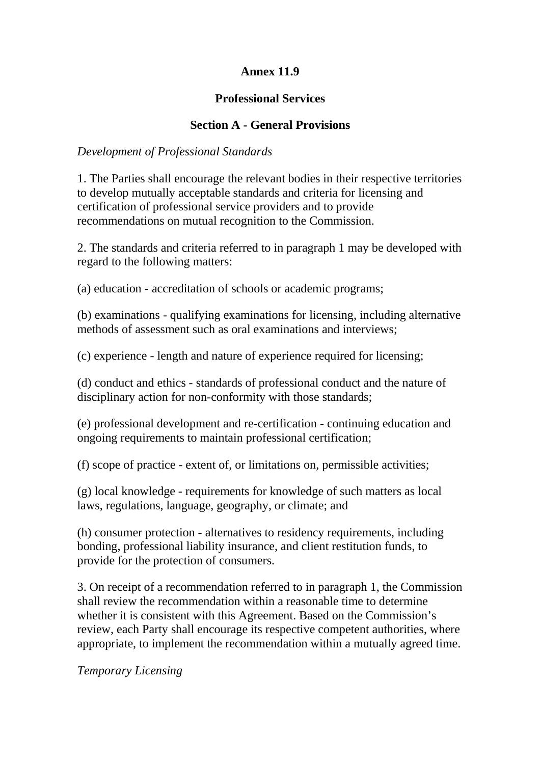# Annex 11.9

## Professional Services

### Section A - General Provisions

*Development of Professional Standards*

1. The Parties shall encourage the relevant bodies in their respective territories to develop mutually acceptable standards and criteria for licensing and certification of professional service providers and to provide recommendations on mutual recognition to the Commission.

2. The standards and criteria referred to in paragraph 1 may be developed with regard to the following matters:

(a) education - accreditation of schools or academic programs;

(b) examinations - qualifying examinations for licensing, including alternative methods of assessment such as oral examinations and interviews;

(c) experience - length and nature of experience required for licensing;

(d) conduct and ethics - standards of professional conduct and the nature of disciplinary action for non-conformity with those standards;

(e) professional development and re-certification - continuing education and ongoing requirements to maintain professional certification;

(f) scope of practice - extent of, or limitations on, permissible activities;

(g) local knowledge - requirements for knowledge of such matters as local laws, regulations, language, geography, or climate; and

(h) consumer protection - alternatives to residency requirements, including bonding, professional liability insurance, and client restitution funds, to provide for the protection of consumers.

3. On receipt of a recommendation referred to in paragraph 1, the Commission shall review the recommendation within a reasonable time to determine whether it is consistent with this Agreement. Based on the Commission's review, each Party shall encourage its respective competent authorities, where appropriate, to implement the recommendation within a mutually agreed time.

*Temporary Licensing*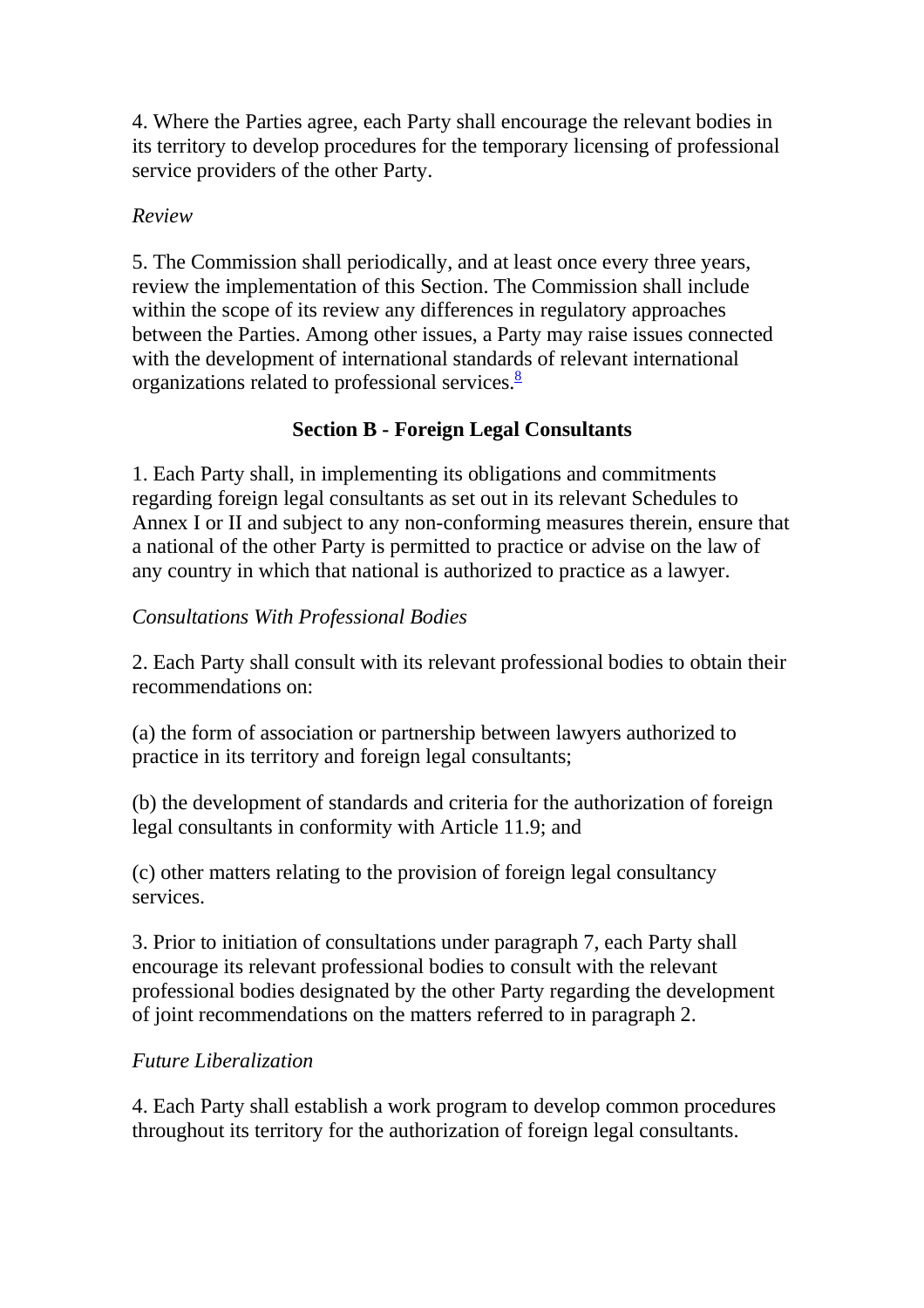4. Where the Parties agree, each Party shall encourage the relevant bodies in its territory to develop procedures for the temporary licensing of professional service providers of the other Party.

*Review*

5. The Commission shall periodically, and at least once every three years, review the implementation of this Section. The Commission shall include within the scope of its review any differences in regulatory approaches between the Parties. Among other issues, a Party may raise issues connected with the development of international standards of relevant international organizations related to professional services.[8]

### Section B - Foreign Legal Consultants

1. Each Party shall, in implementing its obligations and commitments regarding foreign legal consultants as set out in its relevant Schedules to Annex I or II and subject to any non-conforming measures therein, ensure that a national of the other Party is permitted to practice or advise on the law of any country in which that national is authorized to practice as a lawyer.

*Consultations With Professional Bodies*

2. Each Party shall consult with its relevant professional bodies to obtain their recommendations on:

(a) the form of association or partnership between lawyers authorized to practice in its territory and foreign legal consultants;

(b) the development of standards and criteria for the authorization of foreign legal consultants in conformity with Article 11.9; and

(c) other matters relating to the provision of foreign legal consultancy services.

3. Prior to initiation of consultations under paragraph 7, each Party shall encourage its relevant professional bodies to consult with the relevant professional bodies designated by the other Party regarding the development of joint recommendations on the matters referred to in paragraph 2.

*Future Liberalization*

4. Each Party shall establish a work program to develop common procedures throughout its territory for the authorization of foreign legal consultants.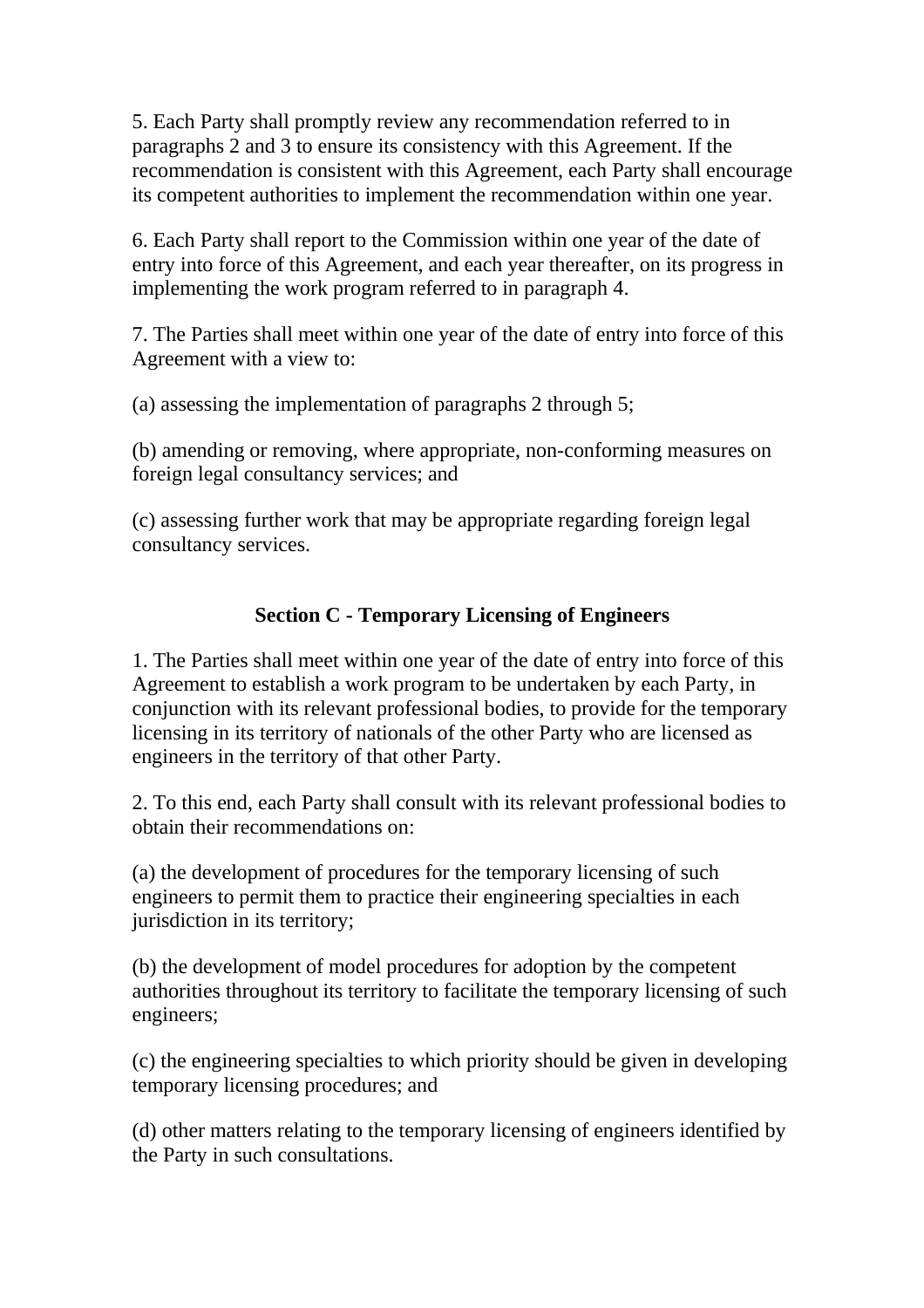5. Each Party shall promptly review any recommendation referred to in paragraphs 2 and 3 to ensure its consistency with this Agreement. If the recommendation is consistent with this Agreement, each Party shall encourage its competent authorities to implement the recommendation within one year.

6. Each Party shall report to the Commission within one year of the date of entry into force of this Agreement, and each year thereafter, on its progress in implementing the work program referred to in paragraph 4.

7. The Parties shall meet within one year of the date of entry into force of this Agreement with a view to:

(a) assessing the implementation of paragraphs 2 through 5;

(b) amending or removing, where appropriate, non-conforming measures on foreign legal consultancy services; and

(c) assessing further work that may be appropriate regarding foreign legal consultancy services.

## Section C - Temporary Licensing of Engineers

1. The Parties shall meet within one year of the date of entry into force of this Agreement to establish a work program to be undertaken by each Party, in conjunction with its relevant professional bodies, to provide for the temporary licensing in its territory of nationals of the other Party who are licensed as engineers in the territory of that other Party.

2. To this end, each Party shall consult with its relevant professional bodies to obtain their recommendations on:

(a) the development of procedures for the temporary licensing of such engineers to permit them to practice their engineering specialties in each jurisdiction in its territory;

(b) the development of model procedures for adoption by the competent authorities throughout its territory to facilitate the temporary licensing of such engineers;

(c) the engineering specialties to which priority should be given in developing temporary licensing procedures; and

(d) other matters relating to the temporary licensing of engineers identified by the Party in such consultations.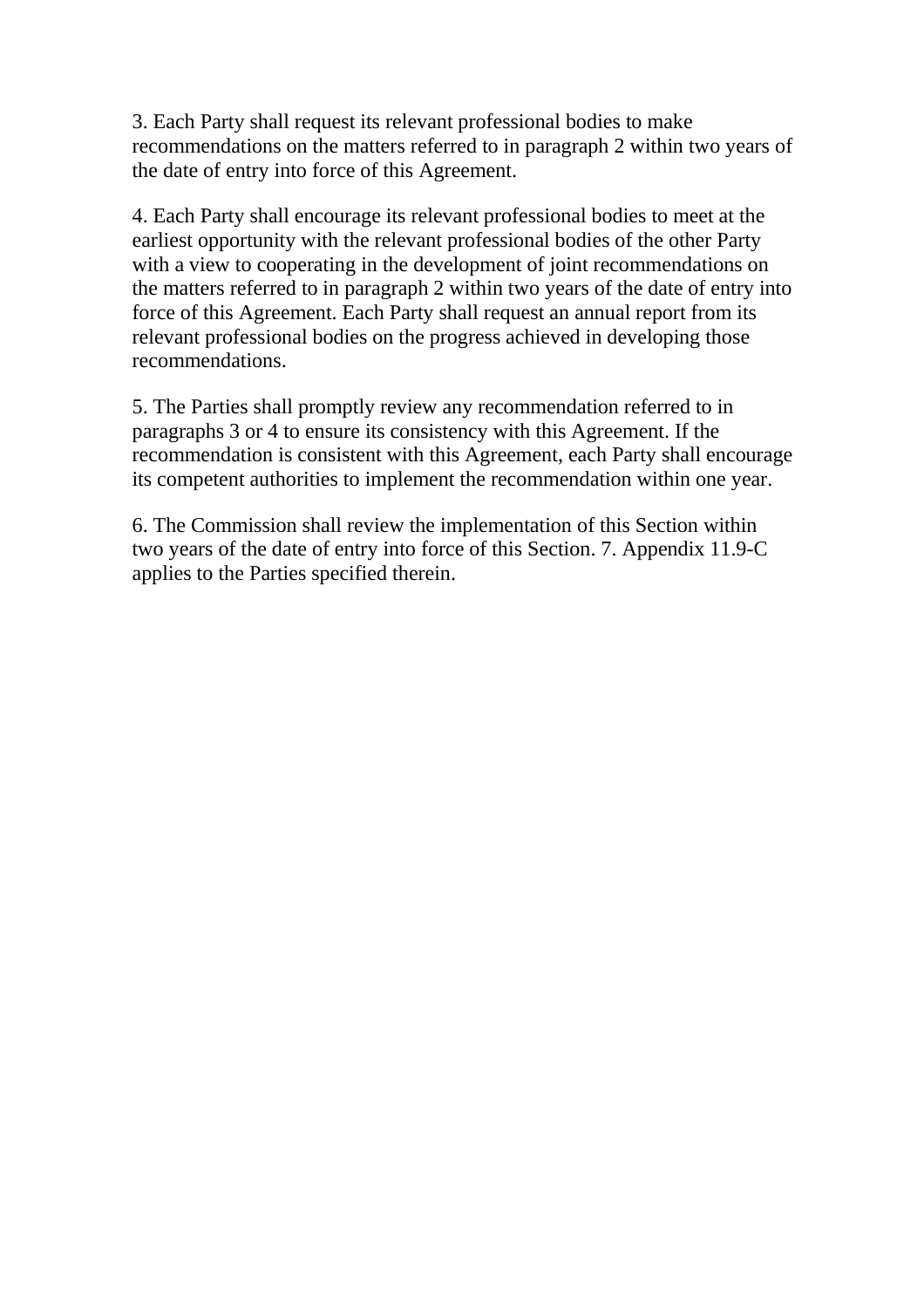3. Each Party shall request its relevant professional bodies to make recommendations on the matters referred to in paragraph 2 within two years of the date of entry into force of this Agreement.

4. Each Party shall encourage its relevant professional bodies to meet at the earliest opportunity with the relevant professional bodies of the other Party with a view to cooperating in the development of joint recommendations on the matters referred to in paragraph 2 within two years of the date of entry into force of this Agreement. Each Party shall request an annual report from its relevant professional bodies on the progress achieved in developing those recommendations.

5. The Parties shall promptly review any recommendation referred to in paragraphs 3 or 4 to ensure its consistency with this Agreement. If the recommendation is consistent with this Agreement, each Party shall encourage its competent authorities to implement the recommendation within one year.

6. The Commission shall review the implementation of this Section within two years of the date of entry into force of this Section. 7. Appendix 11.9-C applies to the Parties specified therein.